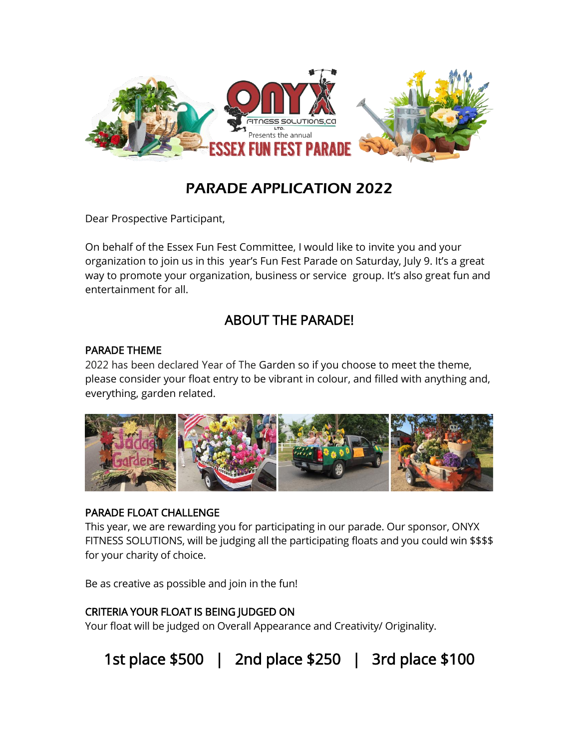ONYX FITNESS SOLUTIONS.CA LTD. Presents the annual

# ESSEX FUN FEST PARADE

## PARADE APPLICATION 2022

Dear Prospective Participant,

On behalf of the Essex Fun Fest Committee, I would like to invite you and your organization to join us in this year's Fun Fest Parade on Saturday, July 9. It's a great way to promote your organization, business or service group. It's also great fun and entertainment for all.

## ABOUT THE PARADE!

### PARADE THEME

2022 has been declared Year of The Garden so if you choose to meet the theme, please consider your float entry to be vibrant in colour, and filled with anything and, everything, garden related.

### PARADE FLOAT CHALLENGE

This year, we are rewarding you for participating in our parade. Our sponsor, ONYX FITNESS SOLUTIONS, will be judging all the participating floats and you could win $$$$ for your charity of choice.

Be as creative as possible and join in the fun!

### CRITERIA YOUR FLOAT IS BEING JUDGED ON

Your float will be judged on Overall Appearance and Creativity/ Originality.

**1st place $500 | 2nd place $250 | 3rd place $100**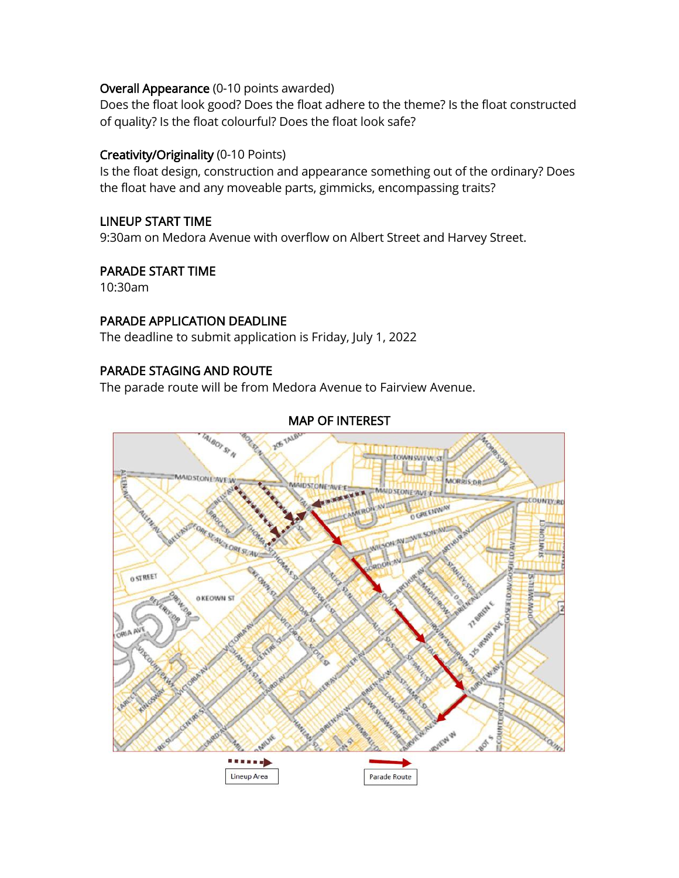**Overall Appearance** (0-10 points awarded)
Does the float look good? Does the float adhere to the theme? Is the float constructed of quality? Is the float colourful? Does the float look safe?

**Creativity/Originality** (0-10 Points)
Is the float design, construction and appearance something out of the ordinary? Does the float have and any moveable parts, gimmicks, encompassing traits?

## LINEUP START TIME

9:30am on Medora Avenue with overflow on Albert Street and Harvey Street.

## PARADE START TIME

10:30am

## PARADE APPLICATION DEADLINE

The deadline to submit application is Friday, July 1, 2022

## PARADE STAGING AND ROUTE

The parade route will be from Medora Avenue to Fairview Avenue.

## MAP OF INTEREST

Lineup Area

Parade Route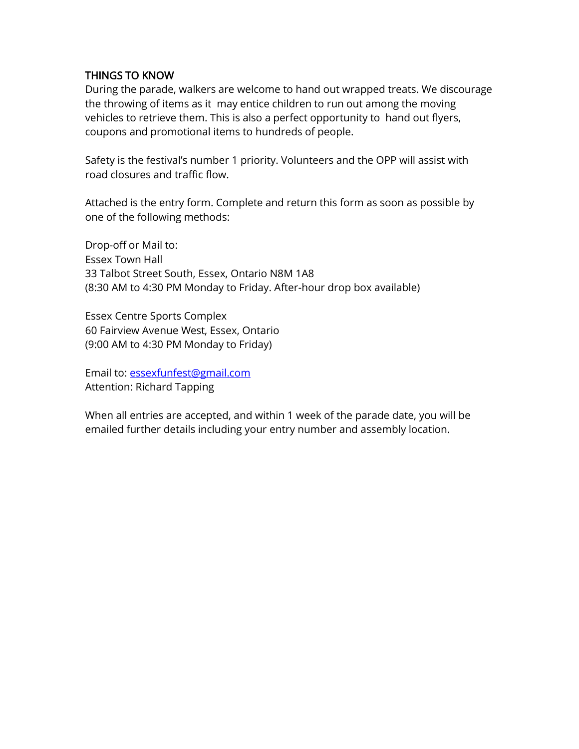## THINGS TO KNOW

During the parade, walkers are welcome to hand out wrapped treats. We discourage the throwing of items as it may entice children to run out among the moving vehicles to retrieve them. This is also a perfect opportunity to hand out flyers, coupons and promotional items to hundreds of people.

Safety is the festival's number 1 priority. Volunteers and the OPP will assist with road closures and traffic flow.

Attached is the entry form. Complete and return this form as soon as possible by one of the following methods:

Drop-off or Mail to:
Essex Town Hall
33 Talbot Street South, Essex, Ontario N8M 1A8
(8:30 AM to 4:30 PM Monday to Friday. After-hour drop box available)

Essex Centre Sports Complex
60 Fairview Avenue West, Essex, Ontario
(9:00 AM to 4:30 PM Monday to Friday)

Email to: essexfunfest@gmail.com
Attention: Richard Tapping

When all entries are accepted, and within 1 week of the parade date, you will be emailed further details including your entry number and assembly location.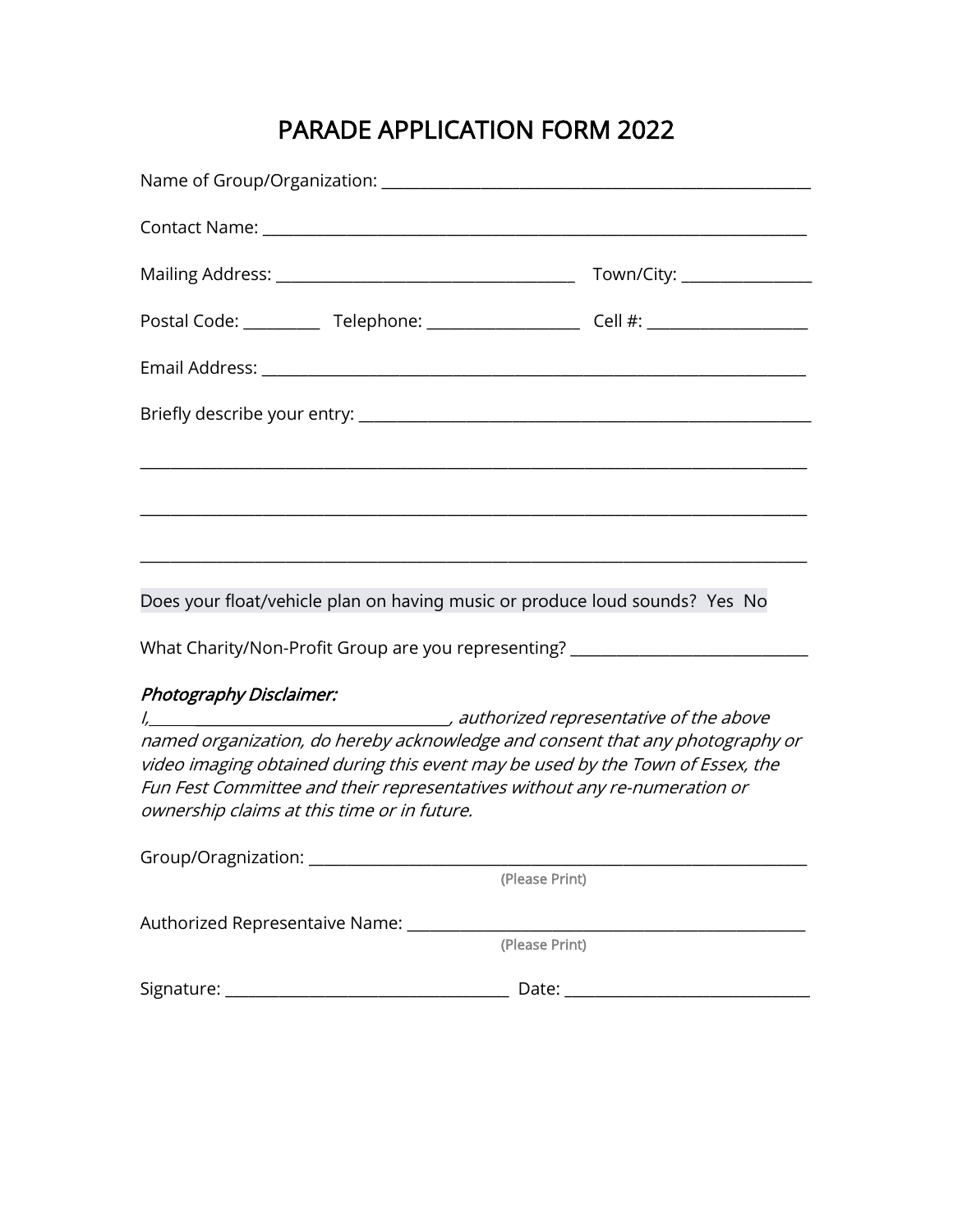# PARADE APPLICATION FORM 2022

Name of Group/Organization: ____________________________________________________

Contact Name: __________________________________________________________________

Mailing Address: ___________________________________ Town/City: ________________

Postal Code: _________ Telephone: __________________ Cell #: ____________________

Email Address: _________________________________________________________________

Briefly describe your entry: _______________________________________________________

_____________________________________________________________________________

_____________________________________________________________________________

_____________________________________________________________________________

Does your float/vehicle plan on having music or produce loud sounds? Yes No

What Charity/Non-Profit Group are you representing? _____________________________

***Photography Disclaimer:***

*I,_____________________________________, authorized representative of the above named organization, do hereby acknowledge and consent that any photography or video imaging obtained during this event may be used by the Town of Essex, the Fun Fest Committee and their representatives without any re-numeration or ownership claims at this time or in future.*

Group/Oragnization: ______________________________________________________________
(Please Print)

Authorized Representaive Name: ____________________________________________________
(Please Print)

Signature: __________________________________ Date: _______________________________